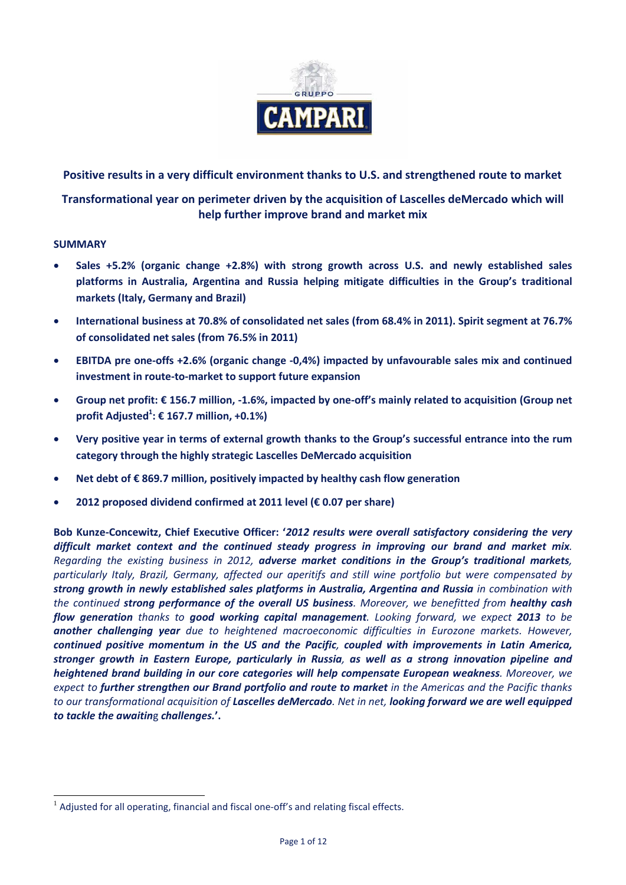**Positive results in a very difficult environment thanks to U.S. and strengthened route to market**

**Transformational year on perimeter driven by the acquisition of Lascelles deMercado which will help further improve brand and market mix**

**SUMMARY**

- **Sales +5.2% (organic change +2.8%) with strong growth across U.S. and newly established sales platforms in Australia, Argentina and Russia helping mitigate difficulties in the Group's traditional markets (Italy, Germany and Brazil)**
- **International business at 70.8% of consolidated net sales (from 68.4% in 2011). Spirit segment at 76.7% of consolidated net sales (from 76.5% in 2011)**
- **EBITDA pre one-offs +2.6% (organic change -0,4%) impacted by unfavourable sales mix and continued investment in route-to-market to support future expansion**
- **Group net profit: € 156.7 million, -1.6%, impacted by one-off's mainly related to acquisition (Group net profit Adjusted[1]: € 167.7 million, +0.1%)**
- **Very positive year in terms of external growth thanks to the Group's successful entrance into the rum category through the highly strategic Lascelles DeMercado acquisition**
- **Net debt of € 869.7 million, positively impacted by healthy cash flow generation**
- **2012 proposed dividend confirmed at 2011 level (€ 0.07 per share)**

**Bob Kunze-Concewitz, Chief Executive Officer: '*2012 results were overall satisfactory considering the very difficult market context and the continued steady progress in improving our brand and market mix*.** *Regarding the existing business in 2012,* ***adverse market conditions in the Group's traditional markets****, particularly Italy, Brazil, Germany, affected our aperitifs and still wine portfolio but were compensated by* ***strong growth in newly established sales platforms in Australia, Argentina and Russia*** *in combination with the continued* ***strong performance of the overall US business****. Moreover, we benefitted from* ***healthy cash flow generation*** *thanks to* ***good working capital management****. Looking forward, we expect* ***2013*** *to be* ***another challenging year*** *due to heightened macroeconomic difficulties in Eurozone markets. However,* ***continued positive momentum in the US and the Pacific, coupled with improvements in Latin America, stronger growth in Eastern Europe, particularly in Russia, as well as a strong innovation pipeline and heightened brand building in our core categories will help compensate European weakness****. Moreover, we expect to* ***further strengthen our Brand portfolio and route to market*** *in the Americas and the Pacific thanks to our transformational acquisition of* ***Lascelles deMercado****. Net in net,* ***looking forward we are well equipped to tackle the awaiting challenges.*****'.**

[1] Adjusted for all operating, financial and fiscal one-off's and relating fiscal effects.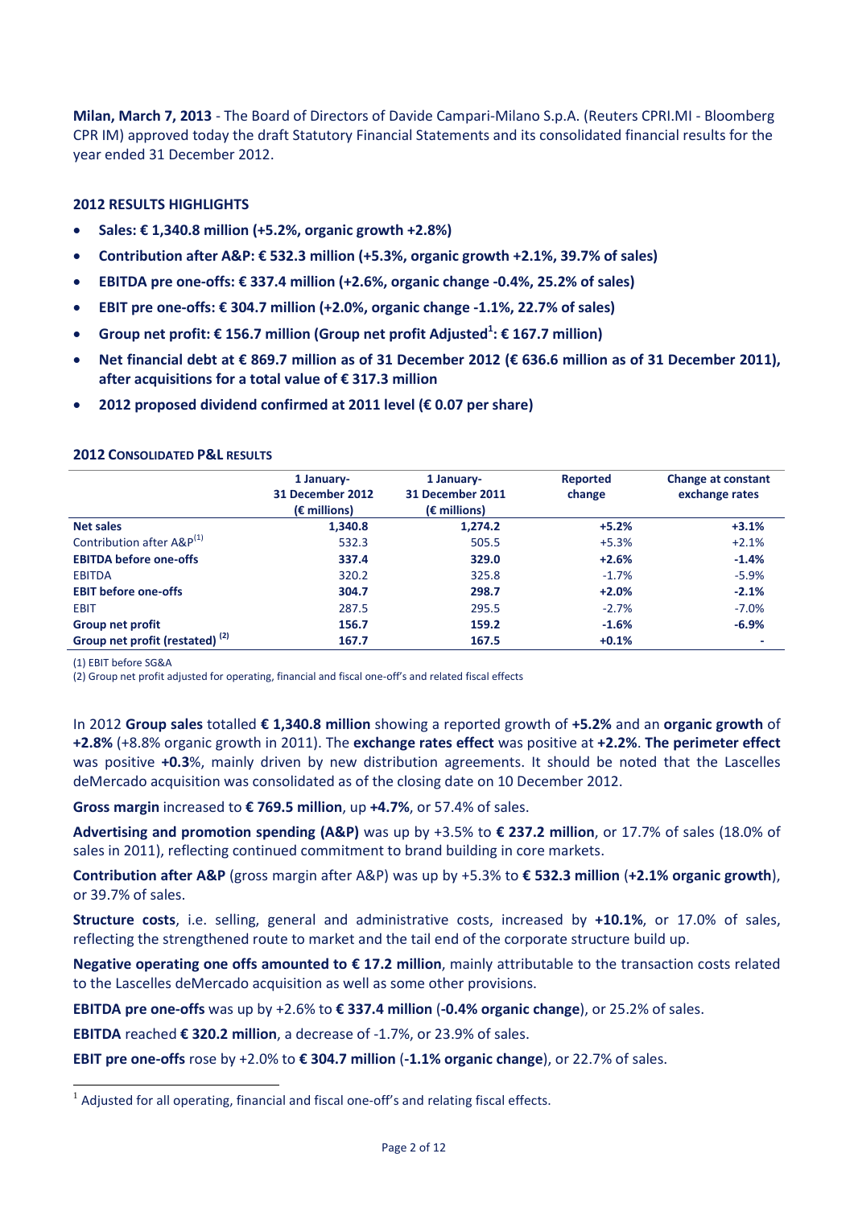**Milan, March 7, 2013** - The Board of Directors of Davide Campari-Milano S.p.A. (Reuters CPRI.MI - Bloomberg CPR IM) approved today the draft Statutory Financial Statements and its consolidated financial results for the year ended 31 December 2012.

**2012 RESULTS HIGHLIGHTS**

- **Sales: € 1,340.8 million (+5.2%, organic growth +2.8%)**
- **Contribution after A&P: € 532.3 million (+5.3%, organic growth +2.1%, 39.7% of sales)**
- **EBITDA pre one-offs: € 337.4 million (+2.6%, organic change -0.4%, 25.2% of sales)**
- **EBIT pre one-offs: € 304.7 million (+2.0%, organic change -1.1%, 22.7% of sales)**
- **Group net profit: € 156.7 million (Group net profit Adjusted[1]: € 167.7 million)**
- **Net financial debt at € 869.7 million as of 31 December 2012 (€ 636.6 million as of 31 December 2011), after acquisitions for a total value of € 317.3 million**
- **2012 proposed dividend confirmed at 2011 level (€ 0.07 per share)**

**2012 CONSOLIDATED P&L RESULTS**

| | 1 January-31 December 2012 (€ millions) | 1 January-31 December 2011 (€ millions) | Reported change | Change at constant exchange rates |
|---|---|---|---|---|
| **Net sales** | **1,340.8** | **1,274.2** | **+5.2%** | **+3.1%** |
| Contribution after A&P[(1)] | 532.3 | 505.5 | +5.3% | +2.1% |
| **EBITDA before one-offs** | **337.4** | **329.0** | **+2.6%** | **-1.4%** |
| EBITDA | 320.2 | 325.8 | -1.7% | -5.9% |
| **EBIT before one-offs** | **304.7** | **298.7** | **+2.0%** | **-2.1%** |
| EBIT | 287.5 | 295.5 | -2.7% | -7.0% |
| **Group net profit** | **156.7** | **159.2** | **-1.6%** | **-6.9%** |
| **Group net profit (restated) [(2)]** | **167.7** | **167.5** | **+0.1%** | **-** |

(1) EBIT before SG&A

(2) Group net profit adjusted for operating, financial and fiscal one-off's and related fiscal effects

In 2012 **Group sales** totalled **€ 1,340.8 million** showing a reported growth of **+5.2%** and an **organic growth** of **+2.8%** (+8.8% organic growth in 2011). The **exchange rates effect** was positive at **+2.2%**. **The perimeter effect** was positive **+0.3**%, mainly driven by new distribution agreements. It should be noted that the Lascelles deMercado acquisition was consolidated as of the closing date on 10 December 2012.

**Gross margin** increased to **€ 769.5 million**, up **+4.7%**, or 57.4% of sales.

**Advertising and promotion spending (A&P)** was up by +3.5% to **€ 237.2 million**, or 17.7% of sales (18.0% of sales in 2011), reflecting continued commitment to brand building in core markets.

**Contribution after A&P** (gross margin after A&P) was up by +5.3% to **€ 532.3 million** (**+2.1% organic growth**), or 39.7% of sales.

**Structure costs**, i.e. selling, general and administrative costs, increased by **+10.1%**, or 17.0% of sales, reflecting the strengthened route to market and the tail end of the corporate structure build up.

**Negative operating one offs amounted to € 17.2 million**, mainly attributable to the transaction costs related to the Lascelles deMercado acquisition as well as some other provisions.

**EBITDA pre one-offs** was up by +2.6% to **€ 337.4 million** (**-0.4% organic change**), or 25.2% of sales.

**EBITDA** reached **€ 320.2 million**, a decrease of -1.7%, or 23.9% of sales.

**EBIT pre one-offs** rose by +2.0% to **€ 304.7 million** (**-1.1% organic change**), or 22.7% of sales.

[1] Adjusted for all operating, financial and fiscal one-off's and relating fiscal effects.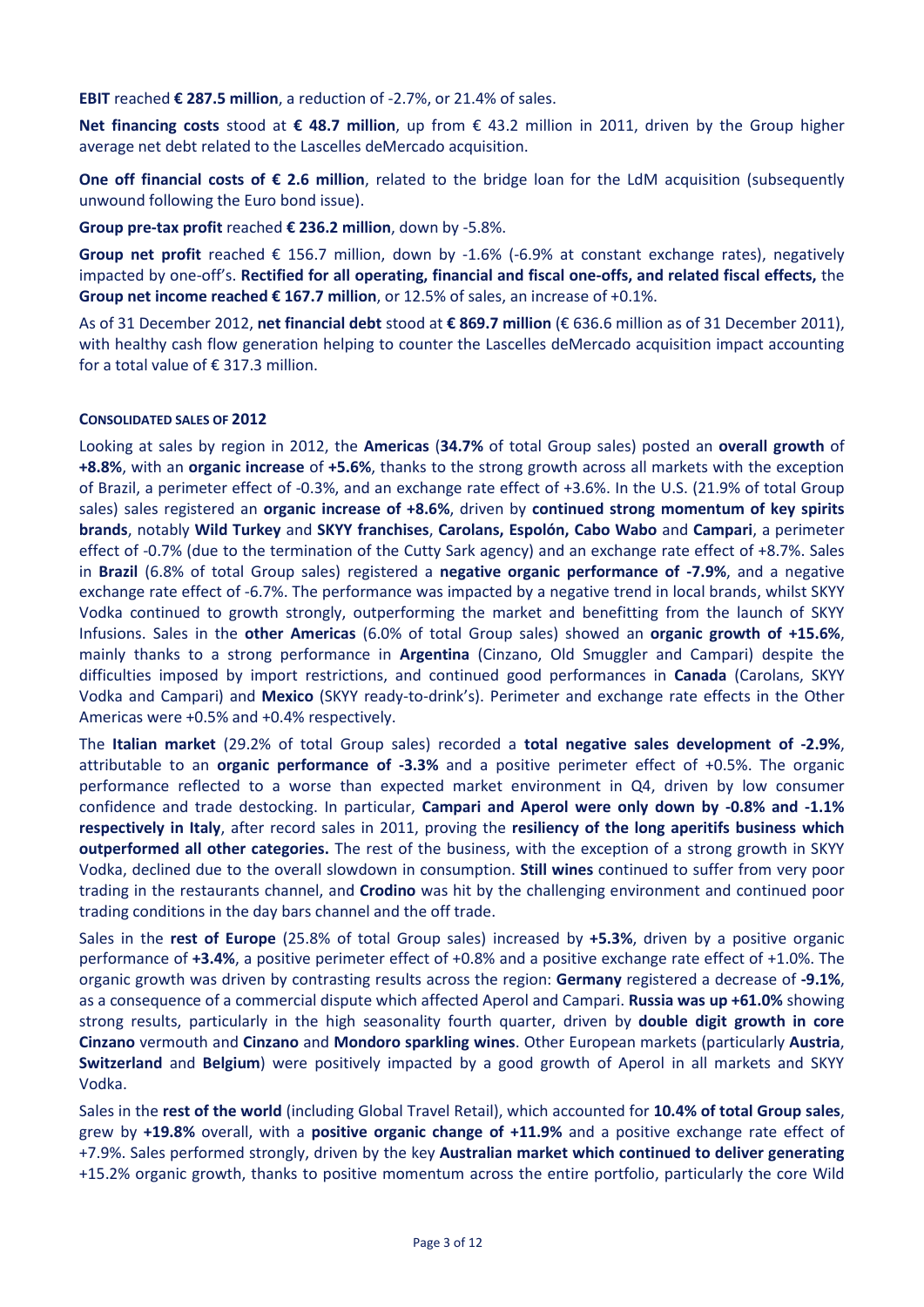**EBIT** reached **€ 287.5 million**, a reduction of -2.7%, or 21.4% of sales.

**Net financing costs** stood at **€ 48.7 million**, up from € 43.2 million in 2011, driven by the Group higher average net debt related to the Lascelles deMercado acquisition.

**One off financial costs of € 2.6 million**, related to the bridge loan for the LdM acquisition (subsequently unwound following the Euro bond issue).

**Group pre-tax profit** reached **€ 236.2 million**, down by -5.8%.

**Group net profit** reached € 156.7 million, down by -1.6% (-6.9% at constant exchange rates), negatively impacted by one-off's. **Rectified for all operating, financial and fiscal one-offs, and related fiscal effects,** the **Group net income reached € 167.7 million**, or 12.5% of sales, an increase of +0.1%.

As of 31 December 2012, **net financial debt** stood at **€ 869.7 million** (€ 636.6 million as of 31 December 2011), with healthy cash flow generation helping to counter the Lascelles deMercado acquisition impact accounting for a total value of € 317.3 million.

**CONSOLIDATED SALES OF 2012**

Looking at sales by region in 2012, the **Americas** (**34.7%** of total Group sales) posted an **overall growth** of **+8.8%**, with an **organic increase** of **+5.6%**, thanks to the strong growth across all markets with the exception of Brazil, a perimeter effect of -0.3%, and an exchange rate effect of +3.6%. In the U.S. (21.9% of total Group sales) sales registered an **organic increase of +8.6%**, driven by **continued strong momentum of key spirits brands**, notably **Wild Turkey** and **SKYY franchises**, **Carolans, Espolón, Cabo Wabo** and **Campari**, a perimeter effect of -0.7% (due to the termination of the Cutty Sark agency) and an exchange rate effect of +8.7%. Sales in **Brazil** (6.8% of total Group sales) registered a **negative organic performance of -7.9%**, and a negative exchange rate effect of -6.7%. The performance was impacted by a negative trend in local brands, whilst SKYY Vodka continued to growth strongly, outperforming the market and benefitting from the launch of SKYY Infusions. Sales in the **other Americas** (6.0% of total Group sales) showed an **organic growth of +15.6%**, mainly thanks to a strong performance in **Argentina** (Cinzano, Old Smuggler and Campari) despite the difficulties imposed by import restrictions, and continued good performances in **Canada** (Carolans, SKYY Vodka and Campari) and **Mexico** (SKYY ready-to-drink's). Perimeter and exchange rate effects in the Other Americas were +0.5% and +0.4% respectively.

The **Italian market** (29.2% of total Group sales) recorded a **total negative sales development of -2.9%**, attributable to an **organic performance of -3.3%** and a positive perimeter effect of +0.5%. The organic performance reflected to a worse than expected market environment in Q4, driven by low consumer confidence and trade destocking. In particular, **Campari and Aperol were only down by -0.8% and -1.1% respectively in Italy**, after record sales in 2011, proving the **resiliency of the long aperitifs business which outperformed all other categories.** The rest of the business, with the exception of a strong growth in SKYY Vodka, declined due to the overall slowdown in consumption. **Still wines** continued to suffer from very poor trading in the restaurants channel, and **Crodino** was hit by the challenging environment and continued poor trading conditions in the day bars channel and the off trade.

Sales in the **rest of Europe** (25.8% of total Group sales) increased by **+5.3%**, driven by a positive organic performance of **+3.4%**, a positive perimeter effect of +0.8% and a positive exchange rate effect of +1.0%. The organic growth was driven by contrasting results across the region: **Germany** registered a decrease of **-9.1%**, as a consequence of a commercial dispute which affected Aperol and Campari. **Russia was up +61.0%** showing strong results, particularly in the high seasonality fourth quarter, driven by **double digit growth in core Cinzano** vermouth and **Cinzano** and **Mondoro sparkling wines**. Other European markets (particularly **Austria**, **Switzerland** and **Belgium**) were positively impacted by a good growth of Aperol in all markets and SKYY Vodka.

Sales in the **rest of the world** (including Global Travel Retail), which accounted for **10.4% of total Group sales**, grew by **+19.8%** overall, with a **positive organic change of +11.9%** and a positive exchange rate effect of +7.9%. Sales performed strongly, driven by the key **Australian market which continued to deliver generating** +15.2% organic growth, thanks to positive momentum across the entire portfolio, particularly the core Wild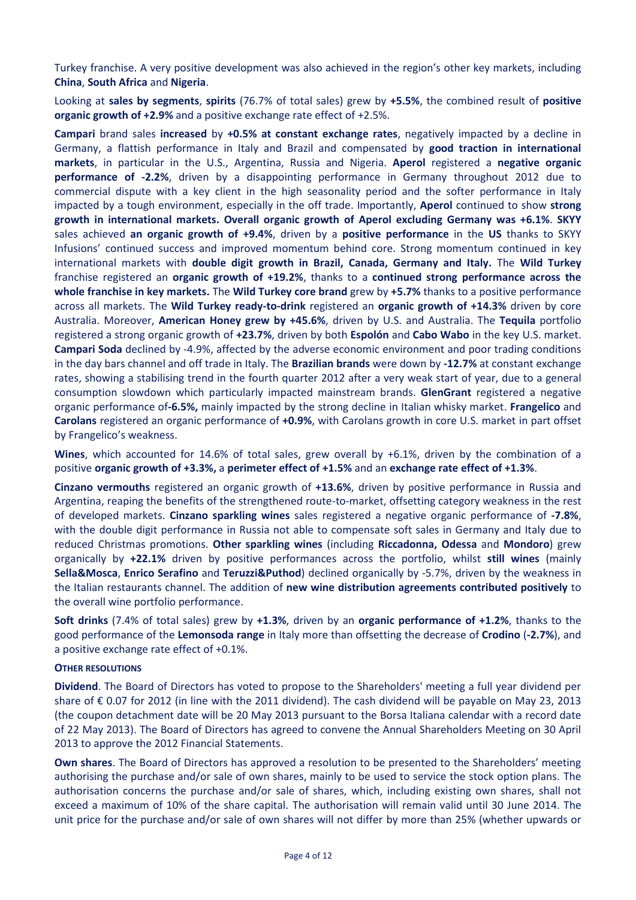Turkey franchise. A very positive development was also achieved in the region's other key markets, including **China**, **South Africa** and **Nigeria**.

Looking at **sales by segments**, **spirits** (76.7% of total sales) grew by **+5.5%**, the combined result of **positive organic growth of +2.9%** and a positive exchange rate effect of +2.5%.

**Campari** brand sales **increased** by **+0.5% at constant exchange rates**, negatively impacted by a decline in Germany, a flattish performance in Italy and Brazil and compensated by **good traction in international markets**, in particular in the U.S., Argentina, Russia and Nigeria. **Aperol** registered a **negative organic performance of -2.2%**, driven by a disappointing performance in Germany throughout 2012 due to commercial dispute with a key client in the high seasonality period and the softer performance in Italy impacted by a tough environment, especially in the off trade. Importantly, **Aperol** continued to show **strong growth in international markets. Overall organic growth of Aperol excluding Germany was +6.1%**. **SKYY** sales achieved **an organic growth of +9.4%**, driven by a **positive performance** in the **US** thanks to SKYY Infusions' continued success and improved momentum behind core. Strong momentum continued in key international markets with **double digit growth in Brazil, Canada, Germany and Italy.** The **Wild Turkey** franchise registered an **organic growth of +19.2%**, thanks to a **continued strong performance across the whole franchise in key markets.** The **Wild Turkey core brand** grew by **+5.7%** thanks to a positive performance across all markets. The **Wild Turkey ready-to-drink** registered an **organic growth of +14.3%** driven by core Australia. Moreover, **American Honey grew by +45.6%**, driven by U.S. and Australia. The **Tequila** portfolio registered a strong organic growth of **+23.7%**, driven by both **Espolón** and **Cabo Wabo** in the key U.S. market. **Campari Soda** declined by -4.9%, affected by the adverse economic environment and poor trading conditions in the day bars channel and off trade in Italy. The **Brazilian brands** were down by **-12.7%** at constant exchange rates, showing a stabilising trend in the fourth quarter 2012 after a very weak start of year, due to a general consumption slowdown which particularly impacted mainstream brands. **GlenGrant** registered a negative organic performance of**-6.5%,** mainly impacted by the strong decline in Italian whisky market. **Frangelico** and **Carolans** registered an organic performance of **+0.9%**, with Carolans growth in core U.S. market in part offset by Frangelico's weakness.

**Wines**, which accounted for 14.6% of total sales, grew overall by +6.1%, driven by the combination of a positive **organic growth of +3.3%,** a **perimeter effect of +1.5%** and an **exchange rate effect of +1.3%**.

**Cinzano vermouths** registered an organic growth of **+13.6%**, driven by positive performance in Russia and Argentina, reaping the benefits of the strengthened route-to-market, offsetting category weakness in the rest of developed markets. **Cinzano sparkling wines** sales registered a negative organic performance of **-7.8%**, with the double digit performance in Russia not able to compensate soft sales in Germany and Italy due to reduced Christmas promotions. **Other sparkling wines** (including **Riccadonna, Odessa** and **Mondoro**) grew organically by **+22.1%** driven by positive performances across the portfolio, whilst **still wines** (mainly **Sella&Mosca**, **Enrico Serafino** and **Teruzzi&Puthod**) declined organically by -5.7%, driven by the weakness in the Italian restaurants channel. The addition of **new wine distribution agreements contributed positively** to the overall wine portfolio performance.

**Soft drinks** (7.4% of total sales) grew by **+1.3%**, driven by an **organic performance of +1.2%**, thanks to the good performance of the **Lemonsoda range** in Italy more than offsetting the decrease of **Crodino** (**-2.7%**), and a positive exchange rate effect of +0.1%.

**OTHER RESOLUTIONS**

**Dividend**. The Board of Directors has voted to propose to the Shareholders' meeting a full year dividend per share of € 0.07 for 2012 (in line with the 2011 dividend). The cash dividend will be payable on May 23, 2013 (the coupon detachment date will be 20 May 2013 pursuant to the Borsa Italiana calendar with a record date of 22 May 2013). The Board of Directors has agreed to convene the Annual Shareholders Meeting on 30 April 2013 to approve the 2012 Financial Statements.

**Own shares**. The Board of Directors has approved a resolution to be presented to the Shareholders' meeting authorising the purchase and/or sale of own shares, mainly to be used to service the stock option plans. The authorisation concerns the purchase and/or sale of shares, which, including existing own shares, shall not exceed a maximum of 10% of the share capital. The authorisation will remain valid until 30 June 2014. The unit price for the purchase and/or sale of own shares will not differ by more than 25% (whether upwards or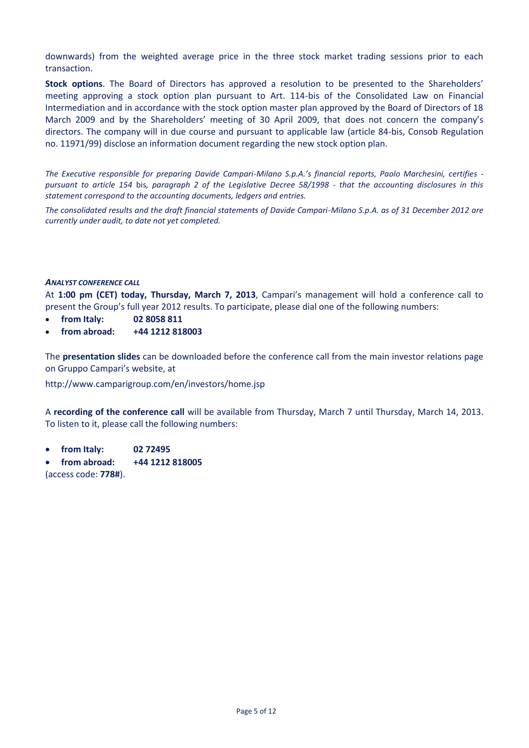downwards) from the weighted average price in the three stock market trading sessions prior to each transaction.

**Stock options**. The Board of Directors has approved a resolution to be presented to the Shareholders' meeting approving a stock option plan pursuant to Art. 114-bis of the Consolidated Law on Financial Intermediation and in accordance with the stock option master plan approved by the Board of Directors of 18 March 2009 and by the Shareholders' meeting of 30 April 2009, that does not concern the company's directors. The company will in due course and pursuant to applicable law (article 84-bis, Consob Regulation no. 11971/99) disclose an information document regarding the new stock option plan.

*The Executive responsible for preparing Davide Campari-Milano S.p.A.'s financial reports, Paolo Marchesini, certifies - pursuant to article 154* bis*, paragraph 2 of the Legislative Decree 58/1998 - that the accounting disclosures in this statement correspond to the accounting documents, ledgers and entries.*

*The consolidated results and the draft financial statements of Davide Campari-Milano S.p.A. as of 31 December 2012 are currently under audit, to date not yet completed.*

***ANALYST CONFERENCE CALL***

At **1:00 pm (CET) today, Thursday, March 7, 2013**, Campari's management will hold a conference call to present the Group's full year 2012 results. To participate, please dial one of the following numbers:

- **from Italy: 02 8058 811**
- **from abroad: +44 1212 818003**

The **presentation slides** can be downloaded before the conference call from the main investor relations page on Gruppo Campari's website, at

http://www.camparigroup.com/en/investors/home.jsp

A **recording of the conference call** will be available from Thursday, March 7 until Thursday, March 14, 2013. To listen to it, please call the following numbers:

- **from Italy: 02 72495**
- **from abroad: +44 1212 818005**

(access code: **778#**).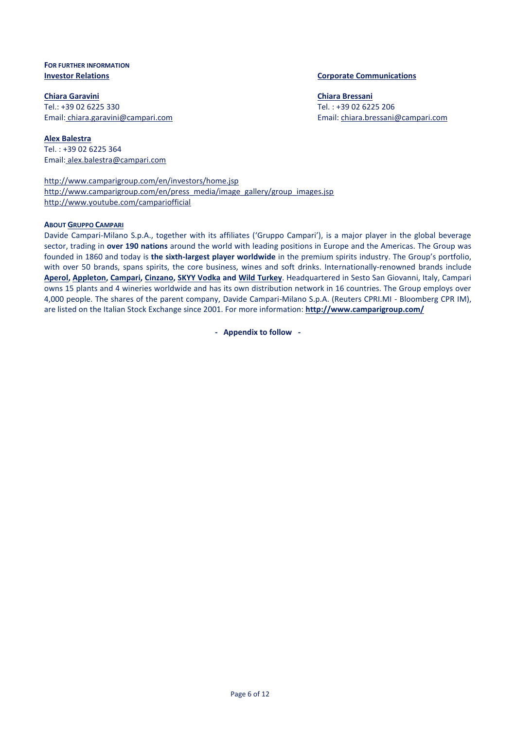**FOR FURTHER INFORMATION**

**Investor Relations**

**Chiara Garavini**
Tel.: +39 02 6225 330
Email: chiara.garavini@campari.com

**Alex Balestra**
Tel. : +39 02 6225 364
Email: alex.balestra@campari.com

**Corporate Communications**

**Chiara Bressani**
Tel. : +39 02 6225 206
Email: chiara.bressani@campari.com

http://www.camparigroup.com/en/investors/home.jsp
http://www.camparigroup.com/en/press_media/image_gallery/group_images.jsp
http://www.youtube.com/campariofficial

**ABOUT GRUPPO CAMPARI**

Davide Campari-Milano S.p.A., together with its affiliates ('Gruppo Campari'), is a major player in the global beverage sector, trading in **over 190 nations** around the world with leading positions in Europe and the Americas. The Group was founded in 1860 and today is **the sixth-largest player worldwide** in the premium spirits industry. The Group's portfolio, with over 50 brands, spans spirits, the core business, wines and soft drinks. Internationally-renowned brands include **Aperol, Appleton, Campari, Cinzano, SKYY Vodka and Wild Turkey**. Headquartered in Sesto San Giovanni, Italy, Campari owns 15 plants and 4 wineries worldwide and has its own distribution network in 16 countries. The Group employs over 4,000 people. The shares of the parent company, Davide Campari-Milano S.p.A. (Reuters CPRI.MI - Bloomberg CPR IM), are listed on the Italian Stock Exchange since 2001. For more information: **http://www.camparigroup.com/**

**- Appendix to follow -**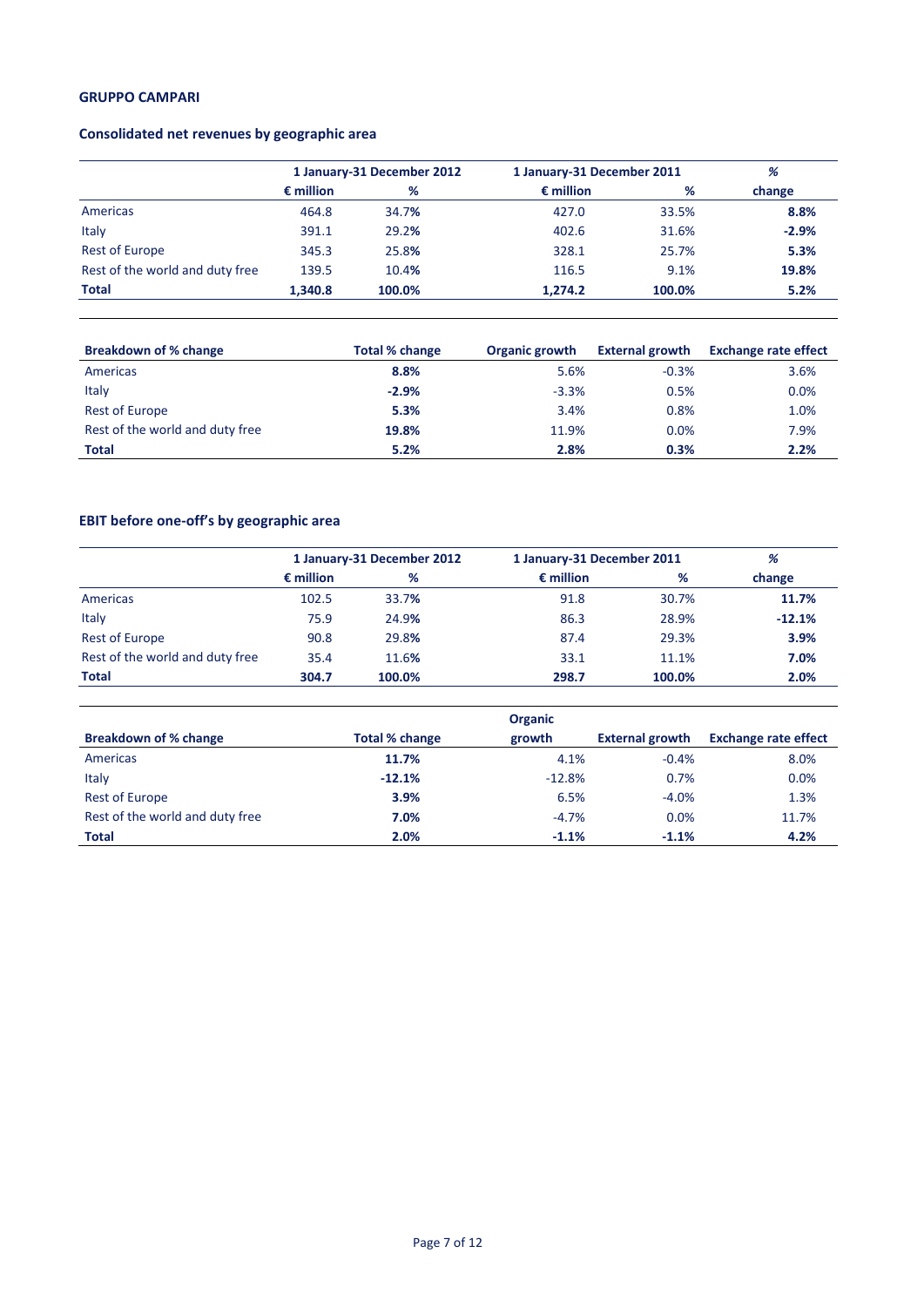**GRUPPO CAMPARI**

**Consolidated net revenues by geographic area**

| | 1 January-31 December 2012 | | 1 January-31 December 2011 | | % |
|---|---|---|---|---|---|
| | € million | % | € million | % | change |
| Americas | 464.8 | 34.7% | 427.0 | 33.5% | **8.8%** |
| Italy | 391.1 | 29.2% | 402.6 | 31.6% | **-2.9%** |
| Rest of Europe | 345.3 | 25.8% | 328.1 | 25.7% | **5.3%** |
| Rest of the world and duty free | 139.5 | 10.4% | 116.5 | 9.1% | **19.8%** |
| **Total** | **1,340.8** | **100.0%** | **1,274.2** | **100.0%** | **5.2%** |

| Breakdown of % change | Total % change | Organic growth | External growth | Exchange rate effect |
|---|---|---|---|---|
| Americas | **8.8%** | 5.6% | -0.3% | 3.6% |
| Italy | **-2.9%** | -3.3% | 0.5% | 0.0% |
| Rest of Europe | **5.3%** | 3.4% | 0.8% | 1.0% |
| Rest of the world and duty free | **19.8%** | 11.9% | 0.0% | 7.9% |
| **Total** | **5.2%** | **2.8%** | **0.3%** | **2.2%** |

**EBIT before one-off's by geographic area**

| | 1 January-31 December 2012 | | 1 January-31 December 2011 | | % |
|---|---|---|---|---|---|
| | € million | % | € million | % | change |
| Americas | 102.5 | 33.7% | 91.8 | 30.7% | **11.7%** |
| Italy | 75.9 | 24.9% | 86.3 | 28.9% | **-12.1%** |
| Rest of Europe | 90.8 | 29.8% | 87.4 | 29.3% | **3.9%** |
| Rest of the world and duty free | 35.4 | 11.6% | 33.1 | 11.1% | **7.0%** |
| **Total** | **304.7** | **100.0%** | **298.7** | **100.0%** | **2.0%** |

| Breakdown of % change | Total % change | Organic growth | External growth | Exchange rate effect |
|---|---|---|---|---|
| Americas | **11.7%** | 4.1% | -0.4% | 8.0% |
| Italy | **-12.1%** | -12.8% | 0.7% | 0.0% |
| Rest of Europe | **3.9%** | 6.5% | -4.0% | 1.3% |
| Rest of the world and duty free | **7.0%** | -4.7% | 0.0% | 11.7% |
| **Total** | **2.0%** | **-1.1%** | **-1.1%** | **4.2%** |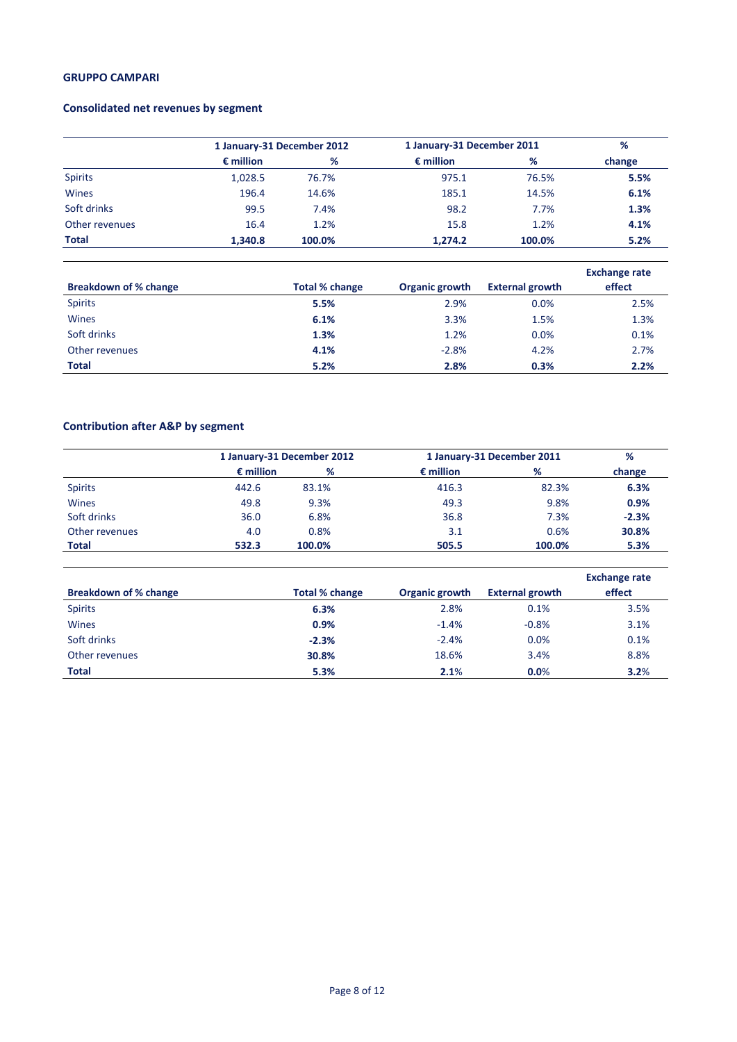**GRUPPO CAMPARI**

## Consolidated net revenues by segment

| | 1 January-31 December 2012 | | 1 January-31 December 2011 | | % |
|---|---|---|---|---|---|
| | € million | % | € million | % | change |
| Spirits | 1,028.5 | 76.7% | 975.1 | 76.5% | **5.5%** |
| Wines | 196.4 | 14.6% | 185.1 | 14.5% | **6.1%** |
| Soft drinks | 99.5 | 7.4% | 98.2 | 7.7% | **1.3%** |
| Other revenues | 16.4 | 1.2% | 15.8 | 1.2% | **4.1%** |
| **Total** | **1,340.8** | **100.0%** | **1,274.2** | **100.0%** | **5.2%** |

| **Breakdown of % change** | **Total % change** | **Organic growth** | **External growth** | **Exchange rate effect** |
|---|---|---|---|---|
| Spirits | **5.5%** | 2.9% | 0.0% | 2.5% |
| Wines | **6.1%** | 3.3% | 1.5% | 1.3% |
| Soft drinks | **1.3%** | 1.2% | 0.0% | 0.1% |
| Other revenues | **4.1%** | -2.8% | 4.2% | 2.7% |
| **Total** | **5.2%** | **2.8%** | **0.3%** | **2.2%** |

## Contribution after A&P by segment

| | 1 January-31 December 2012 | | 1 January-31 December 2011 | | % |
|---|---|---|---|---|---|
| | € million | % | € million | % | change |
| Spirits | 442.6 | 83.1% | 416.3 | 82.3% | **6.3%** |
| Wines | 49.8 | 9.3% | 49.3 | 9.8% | **0.9%** |
| Soft drinks | 36.0 | 6.8% | 36.8 | 7.3% | **-2.3%** |
| Other revenues | 4.0 | 0.8% | 3.1 | 0.6% | **30.8%** |
| **Total** | **532.3** | **100.0%** | **505.5** | **100.0%** | **5.3%** |

| **Breakdown of % change** | **Total % change** | **Organic growth** | **External growth** | **Exchange rate effect** |
|---|---|---|---|---|
| Spirits | **6.3%** | 2.8% | 0.1% | 3.5% |
| Wines | **0.9%** | -1.4% | -0.8% | 3.1% |
| Soft drinks | **-2.3%** | -2.4% | 0.0% | 0.1% |
| Other revenues | **30.8%** | 18.6% | 3.4% | 8.8% |
| **Total** | **5.3%** | **2.1%** | **0.0%** | **3.2%** |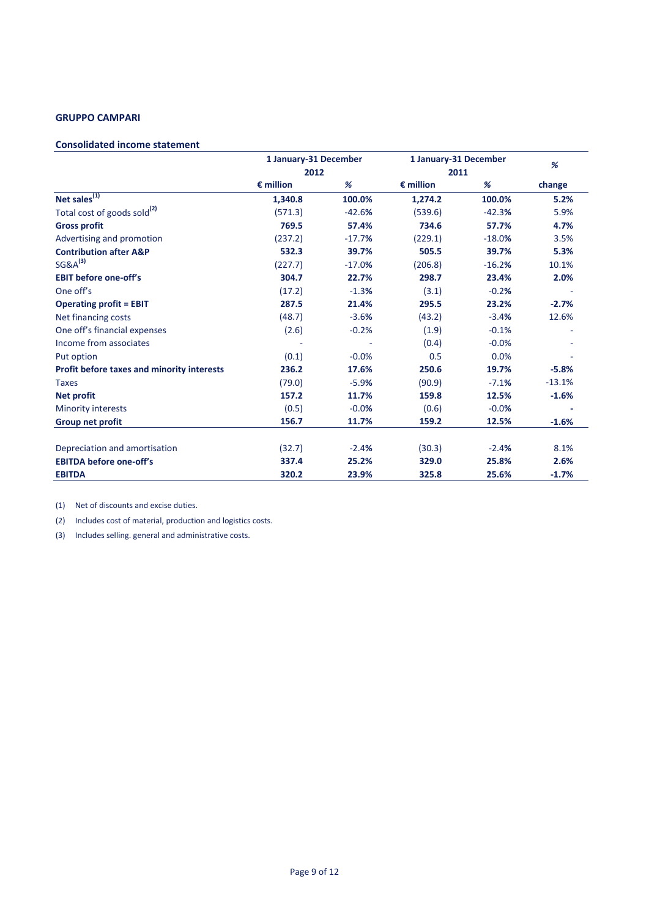**GRUPPO CAMPARI**

**Consolidated income statement**

| | 1 January-31 December 2012 | | 1 January-31 December 2011 | | % |
|---|---|---|---|---|---|
| | € million | % | € million | % | change |
| **Net sales[(1)]** | **1,340.8** | **100.0%** | **1,274.2** | **100.0%** | **5.2%** |
| Total cost of goods sold[(2)] | (571.3) | -42.6% | (539.6) | -42.3% | 5.9% |
| **Gross profit** | **769.5** | **57.4%** | **734.6** | **57.7%** | **4.7%** |
| Advertising and promotion | (237.2) | -17.7% | (229.1) | -18.0% | 3.5% |
| **Contribution after A&P** | **532.3** | **39.7%** | **505.5** | **39.7%** | **5.3%** |
| SG&A[(3)] | (227.7) | -17.0% | (206.8) | -16.2% | 10.1% |
| **EBIT before one-off's** | **304.7** | **22.7%** | **298.7** | **23.4%** | **2.0%** |
| One off's | (17.2) | -1.3% | (3.1) | -0.2% | - |
| **Operating profit = EBIT** | **287.5** | **21.4%** | **295.5** | **23.2%** | **-2.7%** |
| Net financing costs | (48.7) | -3.6% | (43.2) | -3.4% | 12.6% |
| One off's financial expenses | (2.6) | -0.2% | (1.9) | -0.1% | - |
| Income from associates | - | - | (0.4) | -0.0% | - |
| Put option | (0.1) | -0.0% | 0.5 | 0.0% | - |
| **Profit before taxes and minority interests** | **236.2** | **17.6%** | **250.6** | **19.7%** | **-5.8%** |
| Taxes | (79.0) | -5.9% | (90.9) | -7.1% | -13.1% |
| **Net profit** | **157.2** | **11.7%** | **159.8** | **12.5%** | **-1.6%** |
| Minority interests | (0.5) | -0.0% | (0.6) | -0.0% | - |
| **Group net profit** | **156.7** | **11.7%** | **159.2** | **12.5%** | **-1.6%** |
| | | | | | |
| Depreciation and amortisation | (32.7) | -2.4% | (30.3) | -2.4% | 8.1% |
| **EBITDA before one-off's** | **337.4** | **25.2%** | **329.0** | **25.8%** | **2.6%** |
| **EBITDA** | **320.2** | **23.9%** | **325.8** | **25.6%** | **-1.7%** |

(1) Net of discounts and excise duties.

(2) Includes cost of material, production and logistics costs.

(3) Includes selling. general and administrative costs.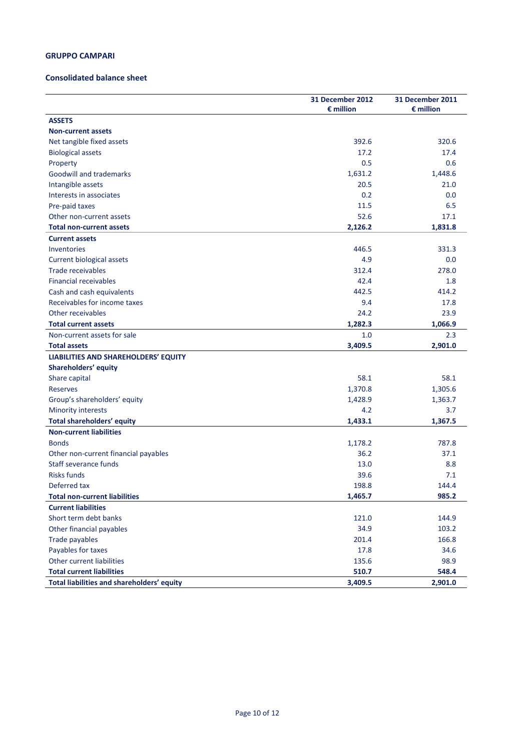**GRUPPO CAMPARI**

**Consolidated balance sheet**

| | 31 December 2012<br>€ million | 31 December 2011<br>€ million |
|---|---|---|
| **ASSETS** | | |
| **Non-current assets** | | |
| Net tangible fixed assets | 392.6 | 320.6 |
| Biological assets | 17.2 | 17.4 |
| Property | 0.5 | 0.6 |
| Goodwill and trademarks | 1,631.2 | 1,448.6 |
| Intangible assets | 20.5 | 21.0 |
| Interests in associates | 0.2 | 0.0 |
| Pre-paid taxes | 11.5 | 6.5 |
| Other non-current assets | 52.6 | 17.1 |
| **Total non-current assets** | **2,126.2** | **1,831.8** |
| **Current assets** | | |
| Inventories | 446.5 | 331.3 |
| Current biological assets | 4.9 | 0.0 |
| Trade receivables | 312.4 | 278.0 |
| Financial receivables | 42.4 | 1.8 |
| Cash and cash equivalents | 442.5 | 414.2 |
| Receivables for income taxes | 9.4 | 17.8 |
| Other receivables | 24.2 | 23.9 |
| **Total current assets** | **1,282.3** | **1,066.9** |
| Non-current assets for sale | 1.0 | 2.3 |
| **Total assets** | **3,409.5** | **2,901.0** |
| **LIABILITIES AND SHAREHOLDERS' EQUITY** | | |
| **Shareholders' equity** | | |
| Share capital | 58.1 | 58.1 |
| Reserves | 1,370.8 | 1,305.6 |
| Group's shareholders' equity | 1,428.9 | 1,363.7 |
| Minority interests | 4.2 | 3.7 |
| **Total shareholders' equity** | **1,433.1** | **1,367.5** |
| **Non-current liabilities** | | |
| Bonds | 1,178.2 | 787.8 |
| Other non-current financial payables | 36.2 | 37.1 |
| Staff severance funds | 13.0 | 8.8 |
| Risks funds | 39.6 | 7.1 |
| Deferred tax | 198.8 | 144.4 |
| **Total non-current liabilities** | **1,465.7** | **985.2** |
| **Current liabilities** | | |
| Short term debt banks | 121.0 | 144.9 |
| Other financial payables | 34.9 | 103.2 |
| Trade payables | 201.4 | 166.8 |
| Payables for taxes | 17.8 | 34.6 |
| Other current liabilities | 135.6 | 98.9 |
| **Total current liabilities** | **510.7** | **548.4** |
| **Total liabilities and shareholders' equity** | **3,409.5** | **2,901.0** |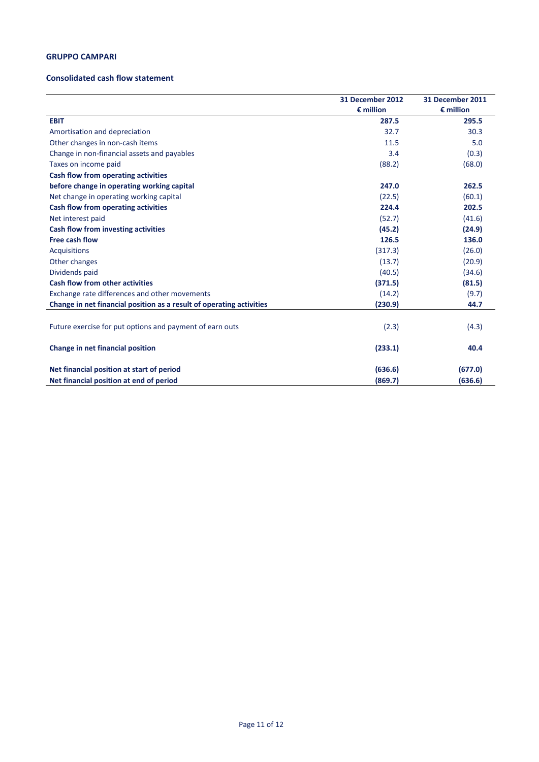**GRUPPO CAMPARI**

**Consolidated cash flow statement**

| | 31 December 2012<br>€ million | 31 December 2011<br>€ million |
|---|---|---|
| **EBIT** | **287.5** | **295.5** |
| Amortisation and depreciation | 32.7 | 30.3 |
| Other changes in non-cash items | 11.5 | 5.0 |
| Change in non-financial assets and payables | 3.4 | (0.3) |
| Taxes on income paid | (88.2) | (68.0) |
| **Cash flow from operating activities before change in operating working capital** | **247.0** | **262.5** |
| Net change in operating working capital | (22.5) | (60.1) |
| **Cash flow from operating activities** | **224.4** | **202.5** |
| Net interest paid | (52.7) | (41.6) |
| **Cash flow from investing activities** | **(45.2)** | **(24.9)** |
| **Free cash flow** | **126.5** | **136.0** |
| Acquisitions | (317.3) | (26.0) |
| Other changes | (13.7) | (20.9) |
| Dividends paid | (40.5) | (34.6) |
| **Cash flow from other activities** | **(371.5)** | **(81.5)** |
| Exchange rate differences and other movements | (14.2) | (9.7) |
| **Change in net financial position as a result of operating activities** | **(230.9)** | **44.7** |
| Future exercise for put options and payment of earn outs | (2.3) | (4.3) |
| **Change in net financial position** | **(233.1)** | **40.4** |
| **Net financial position at start of period** | **(636.6)** | **(677.0)** |
| **Net financial position at end of period** | **(869.7)** | **(636.6)** |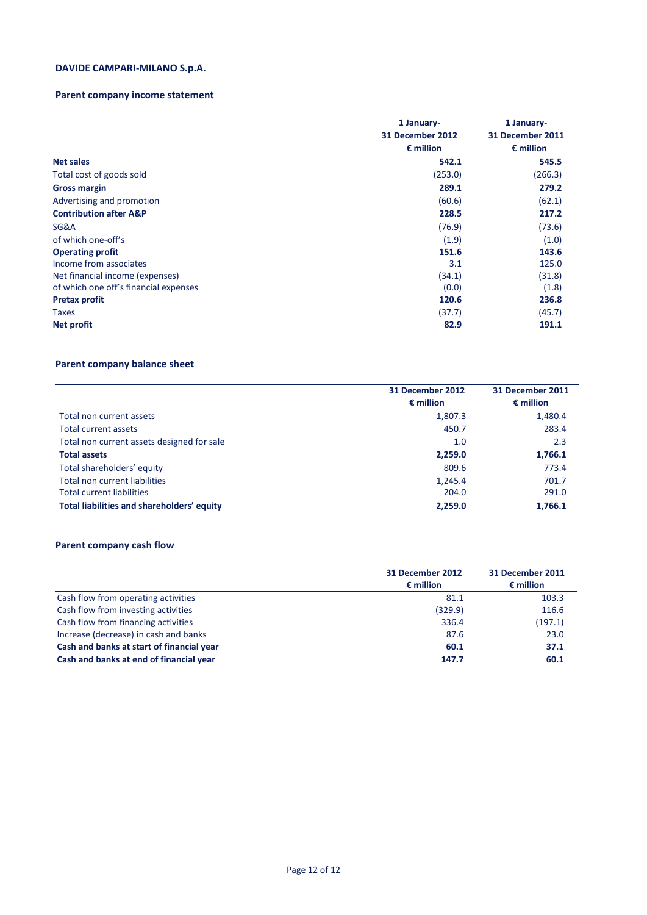**DAVIDE CAMPARI-MILANO S.p.A.**

**Parent company income statement**

| | 1 January-<br>31 December 2012<br>€ million | 1 January-<br>31 December 2011<br>€ million |
|---|---|---|
| **Net sales** | **542.1** | **545.5** |
| Total cost of goods sold | (253.0) | (266.3) |
| **Gross margin** | **289.1** | **279.2** |
| Advertising and promotion | (60.6) | (62.1) |
| **Contribution after A&P** | **228.5** | **217.2** |
| SG&A | (76.9) | (73.6) |
| of which one-off's | (1.9) | (1.0) |
| **Operating profit** | **151.6** | **143.6** |
| Income from associates | 3.1 | 125.0 |
| Net financial income (expenses) | (34.1) | (31.8) |
| of which one off's financial expenses | (0.0) | (1.8) |
| **Pretax profit** | **120.6** | **236.8** |
| Taxes | (37.7) | (45.7) |
| **Net profit** | **82.9** | **191.1** |

**Parent company balance sheet**

| | 31 December 2012<br>€ million | 31 December 2011<br>€ million |
|---|---|---|
| Total non current assets | 1,807.3 | 1,480.4 |
| Total current assets | 450.7 | 283.4 |
| Total non current assets designed for sale | 1.0 | 2.3 |
| **Total assets** | **2,259.0** | **1,766.1** |
| Total shareholders' equity | 809.6 | 773.4 |
| Total non current liabilities | 1,245.4 | 701.7 |
| Total current liabilities | 204.0 | 291.0 |
| **Total liabilities and shareholders' equity** | **2,259.0** | **1,766.1** |

**Parent company cash flow**

| | 31 December 2012<br>€ million | 31 December 2011<br>€ million |
|---|---|---|
| Cash flow from operating activities | 81.1 | 103.3 |
| Cash flow from investing activities | (329.9) | 116.6 |
| Cash flow from financing activities | 336.4 | (197.1) |
| Increase (decrease) in cash and banks | 87.6 | 23.0 |
| **Cash and banks at start of financial year** | **60.1** | **37.1** |
| **Cash and banks at end of financial year** | **147.7** | **60.1** |